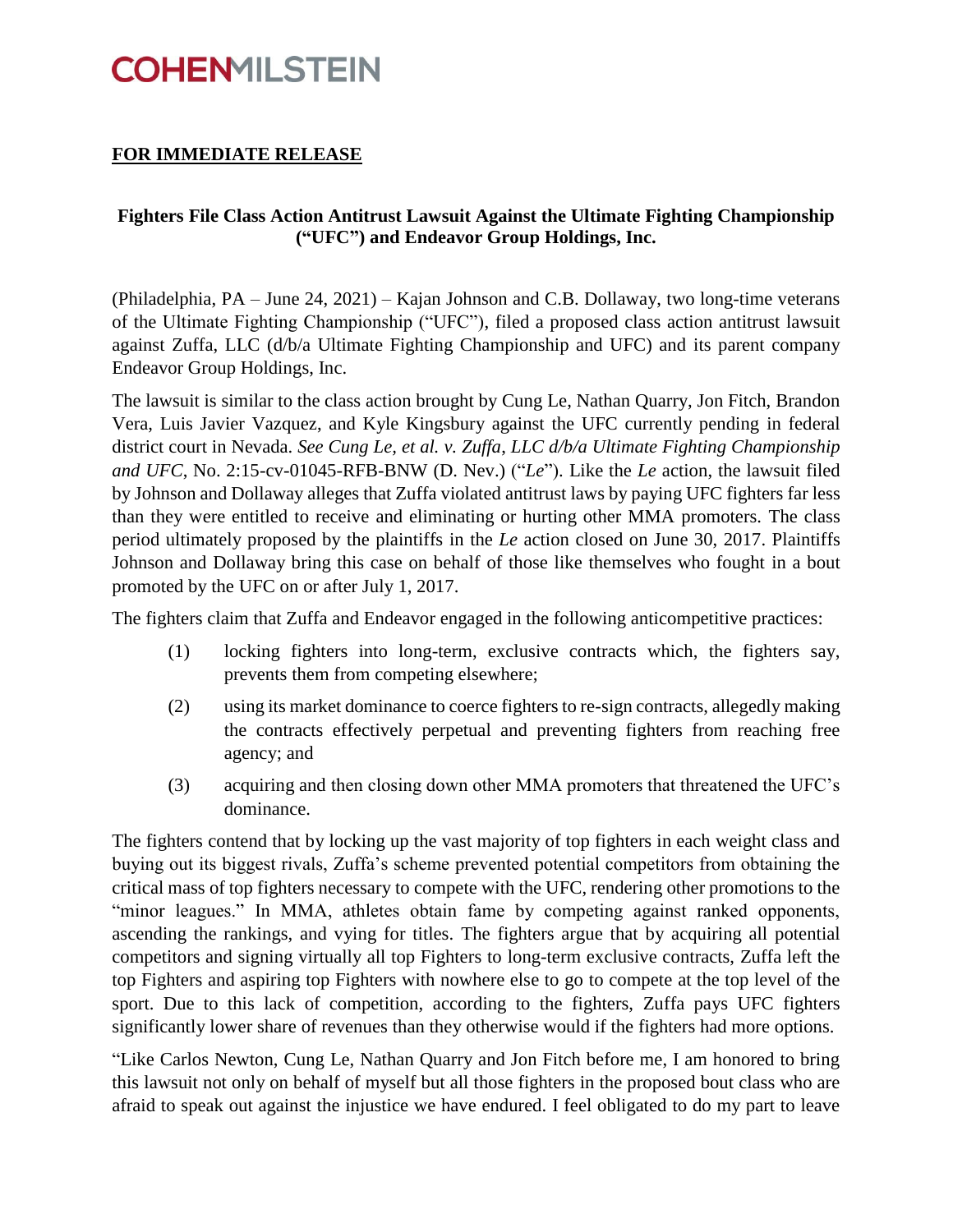# COHENMILSTEIN

**FOR IMMEDIATE RELEASE**

## Fighters File Class Action Antitrust Lawsuit Against the Ultimate Fighting Championship ("UFC") and Endeavor Group Holdings, Inc.

(Philadelphia, PA – June 24, 2021) – Kajan Johnson and C.B. Dollaway, two long-time veterans of the Ultimate Fighting Championship ("UFC"), filed a proposed class action antitrust lawsuit against Zuffa, LLC (d/b/a Ultimate Fighting Championship and UFC) and its parent company Endeavor Group Holdings, Inc.

The lawsuit is similar to the class action brought by Cung Le, Nathan Quarry, Jon Fitch, Brandon Vera, Luis Javier Vazquez, and Kyle Kingsbury against the UFC currently pending in federal district court in Nevada. *See Cung Le, et al. v. Zuffa, LLC d/b/a Ultimate Fighting Championship and UFC*, No. 2:15-cv-01045-RFB-BNW (D. Nev.) ("*Le*"). Like the *Le* action, the lawsuit filed by Johnson and Dollaway alleges that Zuffa violated antitrust laws by paying UFC fighters far less than they were entitled to receive and eliminating or hurting other MMA promoters. The class period ultimately proposed by the plaintiffs in the *Le* action closed on June 30, 2017. Plaintiffs Johnson and Dollaway bring this case on behalf of those like themselves who fought in a bout promoted by the UFC on or after July 1, 2017.

The fighters claim that Zuffa and Endeavor engaged in the following anticompetitive practices:

(1) locking fighters into long-term, exclusive contracts which, the fighters say, prevents them from competing elsewhere;

(2) using its market dominance to coerce fighters to re-sign contracts, allegedly making the contracts effectively perpetual and preventing fighters from reaching free agency; and

(3) acquiring and then closing down other MMA promoters that threatened the UFC's dominance.

The fighters contend that by locking up the vast majority of top fighters in each weight class and buying out its biggest rivals, Zuffa's scheme prevented potential competitors from obtaining the critical mass of top fighters necessary to compete with the UFC, rendering other promotions to the "minor leagues." In MMA, athletes obtain fame by competing against ranked opponents, ascending the rankings, and vying for titles. The fighters argue that by acquiring all potential competitors and signing virtually all top Fighters to long-term exclusive contracts, Zuffa left the top Fighters and aspiring top Fighters with nowhere else to go to compete at the top level of the sport. Due to this lack of competition, according to the fighters, Zuffa pays UFC fighters significantly lower share of revenues than they otherwise would if the fighters had more options.

"Like Carlos Newton, Cung Le, Nathan Quarry and Jon Fitch before me, I am honored to bring this lawsuit not only on behalf of myself but all those fighters in the proposed bout class who are afraid to speak out against the injustice we have endured. I feel obligated to do my part to leave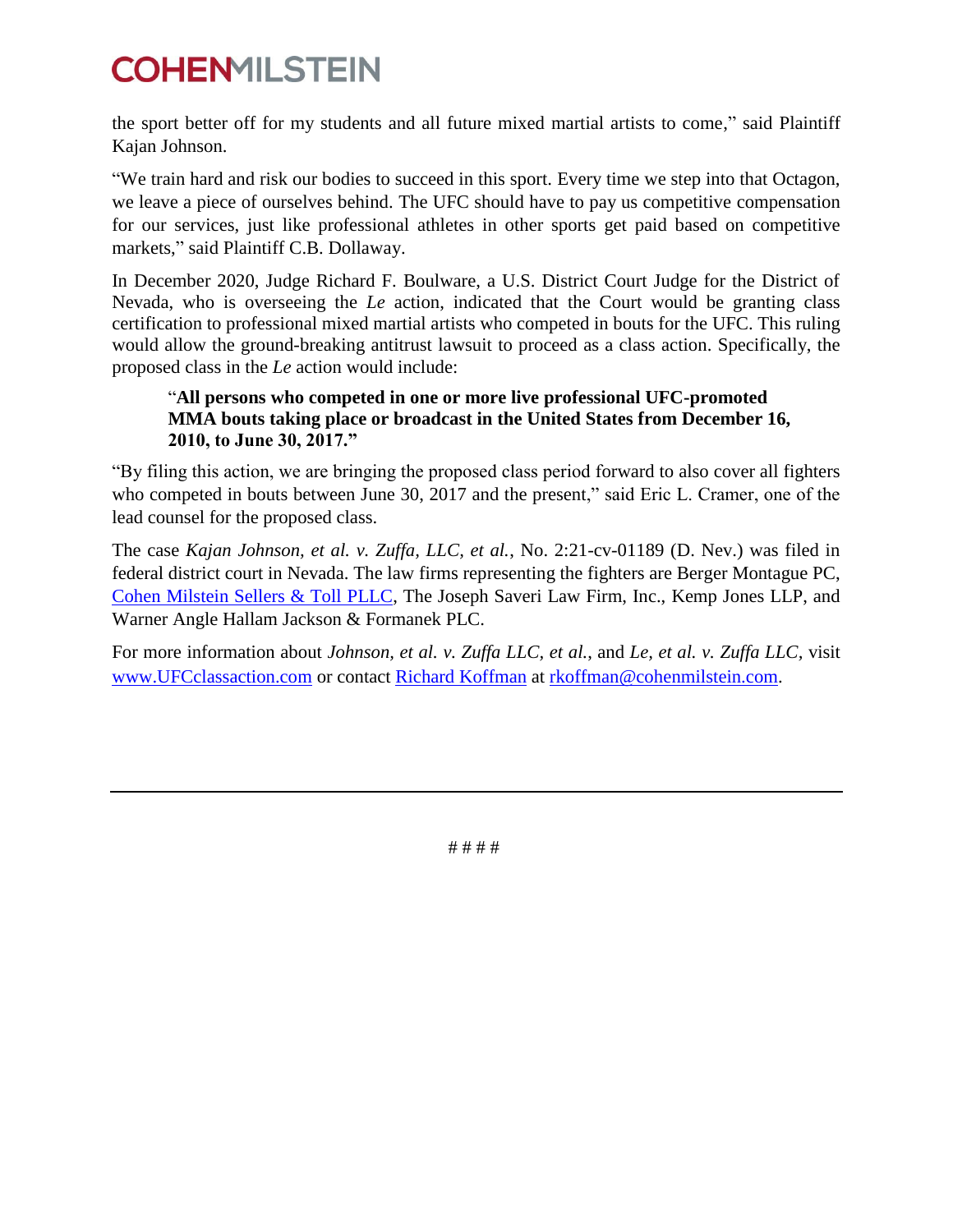the sport better off for my students and all future mixed martial artists to come," said Plaintiff Kajan Johnson.

"We train hard and risk our bodies to succeed in this sport. Every time we step into that Octagon, we leave a piece of ourselves behind. The UFC should have to pay us competitive compensation for our services, just like professional athletes in other sports get paid based on competitive markets," said Plaintiff C.B. Dollaway.

In December 2020, Judge Richard F. Boulware, a U.S. District Court Judge for the District of Nevada, who is overseeing the *Le* action, indicated that the Court would be granting class certification to professional mixed martial artists who competed in bouts for the UFC. This ruling would allow the ground-breaking antitrust lawsuit to proceed as a class action. Specifically, the proposed class in the *Le* action would include:

> "**All persons who competed in one or more live professional UFC-promoted MMA bouts taking place or broadcast in the United States from December 16, 2010, to June 30, 2017.**"

"By filing this action, we are bringing the proposed class period forward to also cover all fighters who competed in bouts between June 30, 2017 and the present," said Eric L. Cramer, one of the lead counsel for the proposed class.

The case *Kajan Johnson, et al. v. Zuffa, LLC, et al.*, No. 2:21-cv-01189 (D. Nev.) was filed in federal district court in Nevada. The law firms representing the fighters are Berger Montague PC, Cohen Milstein Sellers & Toll PLLC, The Joseph Saveri Law Firm, Inc., Kemp Jones LLP, and Warner Angle Hallam Jackson & Formanek PLC.

For more information about *Johnson, et al. v. Zuffa LLC, et al.*, and *Le, et al. v. Zuffa LLC,* visit www.UFCclassaction.com or contact Richard Koffman at rkoffman@cohenmilstein.com.

---

# # # #